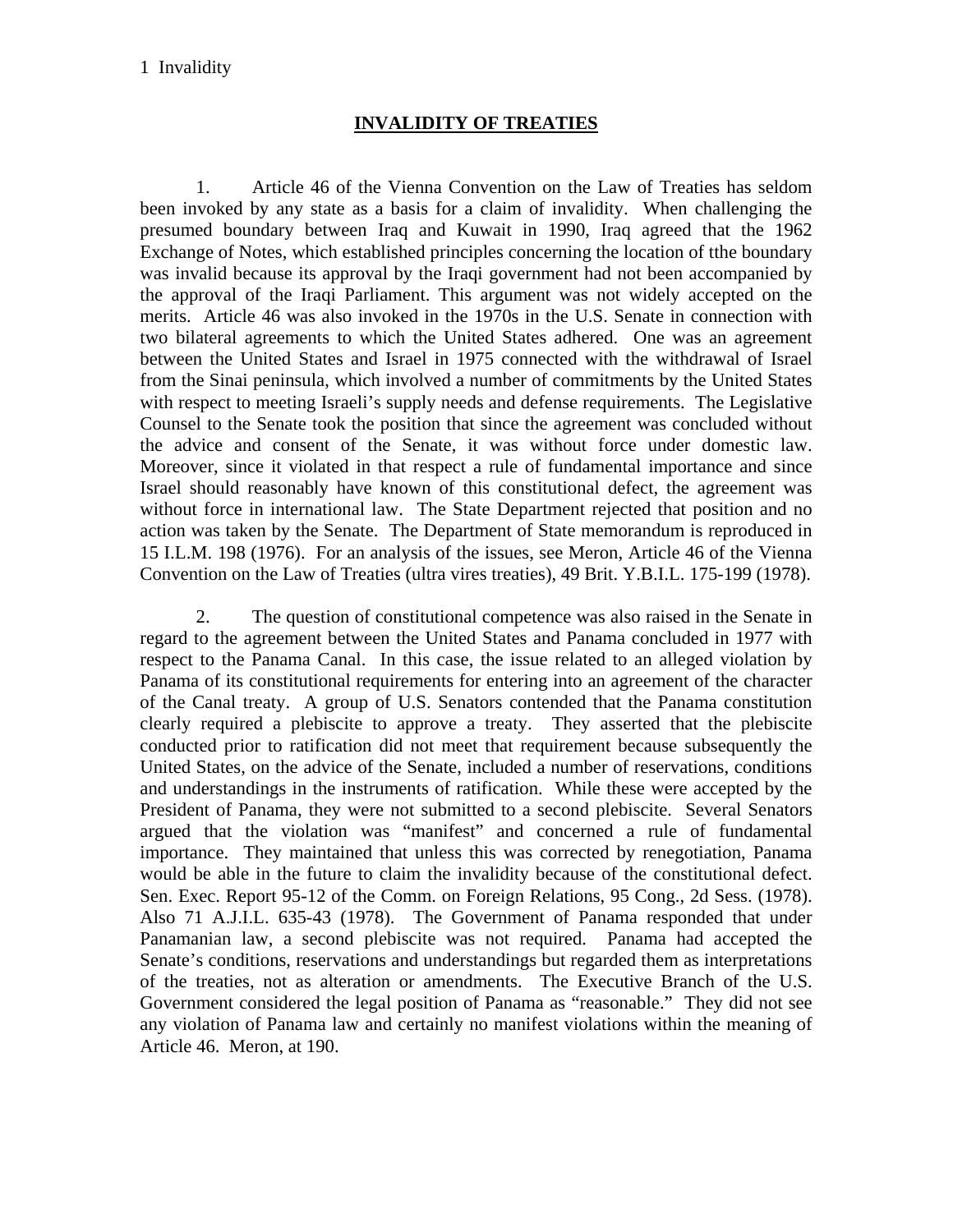## INVALIDITY OF TREATIES

1. Article 46 of the Vienna Convention on the Law of Treaties has seldom been invoked by any state as a basis for a claim of invalidity. When challenging the presumed boundary between Iraq and Kuwait in 1990, Iraq agreed that the 1962 Exchange of Notes, which established principles concerning the location of tthe boundary was invalid because its approval by the Iraqi government had not been accompanied by the approval of the Iraqi Parliament. This argument was not widely accepted on the merits. Article 46 was also invoked in the 1970s in the U.S. Senate in connection with two bilateral agreements to which the United States adhered. One was an agreement between the United States and Israel in 1975 connected with the withdrawal of Israel from the Sinai peninsula, which involved a number of commitments by the United States with respect to meeting Israeli's supply needs and defense requirements. The Legislative Counsel to the Senate took the position that since the agreement was concluded without the advice and consent of the Senate, it was without force under domestic law. Moreover, since it violated in that respect a rule of fundamental importance and since Israel should reasonably have known of this constitutional defect, the agreement was without force in international law. The State Department rejected that position and no action was taken by the Senate. The Department of State memorandum is reproduced in 15 I.L.M. 198 (1976). For an analysis of the issues, see Meron, Article 46 of the Vienna Convention on the Law of Treaties (ultra vires treaties), 49 Brit. Y.B.I.L. 175-199 (1978).

2. The question of constitutional competence was also raised in the Senate in regard to the agreement between the United States and Panama concluded in 1977 with respect to the Panama Canal. In this case, the issue related to an alleged violation by Panama of its constitutional requirements for entering into an agreement of the character of the Canal treaty. A group of U.S. Senators contended that the Panama constitution clearly required a plebiscite to approve a treaty. They asserted that the plebiscite conducted prior to ratification did not meet that requirement because subsequently the United States, on the advice of the Senate, included a number of reservations, conditions and understandings in the instruments of ratification. While these were accepted by the President of Panama, they were not submitted to a second plebiscite. Several Senators argued that the violation was "manifest" and concerned a rule of fundamental importance. They maintained that unless this was corrected by renegotiation, Panama would be able in the future to claim the invalidity because of the constitutional defect. Sen. Exec. Report 95-12 of the Comm. on Foreign Relations, 95 Cong., 2d Sess. (1978). Also 71 A.J.I.L. 635-43 (1978). The Government of Panama responded that under Panamanian law, a second plebiscite was not required. Panama had accepted the Senate's conditions, reservations and understandings but regarded them as interpretations of the treaties, not as alteration or amendments. The Executive Branch of the U.S. Government considered the legal position of Panama as "reasonable." They did not see any violation of Panama law and certainly no manifest violations within the meaning of Article 46. Meron, at 190.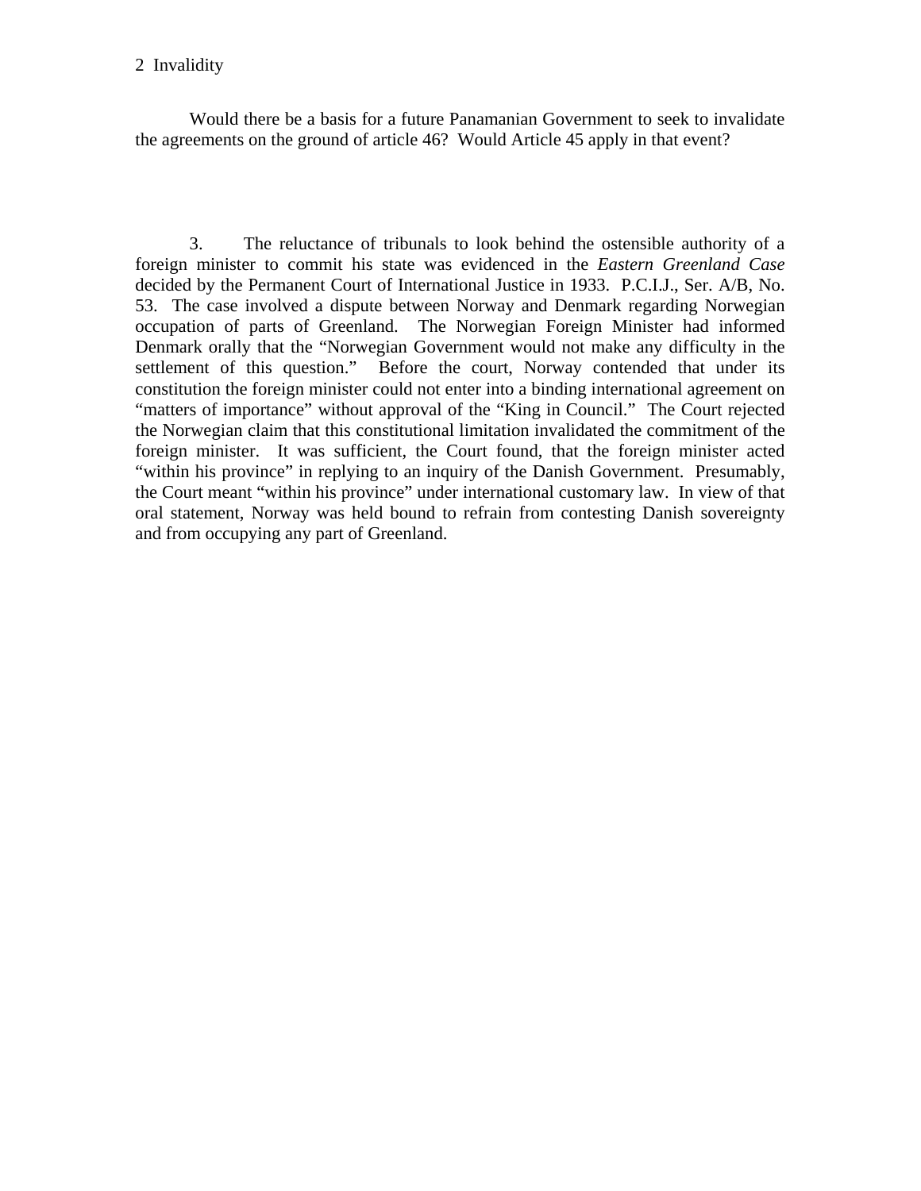Would there be a basis for a future Panamanian Government to seek to invalidate the agreements on the ground of article 46? Would Article 45 apply in that event?

3. The reluctance of tribunals to look behind the ostensible authority of a foreign minister to commit his state was evidenced in the *Eastern Greenland Case* decided by the Permanent Court of International Justice in 1933. P.C.I.J., Ser. A/B, No. 53. The case involved a dispute between Norway and Denmark regarding Norwegian occupation of parts of Greenland. The Norwegian Foreign Minister had informed Denmark orally that the "Norwegian Government would not make any difficulty in the settlement of this question." Before the court, Norway contended that under its constitution the foreign minister could not enter into a binding international agreement on "matters of importance" without approval of the "King in Council." The Court rejected the Norwegian claim that this constitutional limitation invalidated the commitment of the foreign minister. It was sufficient, the Court found, that the foreign minister acted "within his province" in replying to an inquiry of the Danish Government. Presumably, the Court meant "within his province" under international customary law. In view of that oral statement, Norway was held bound to refrain from contesting Danish sovereignty and from occupying any part of Greenland.